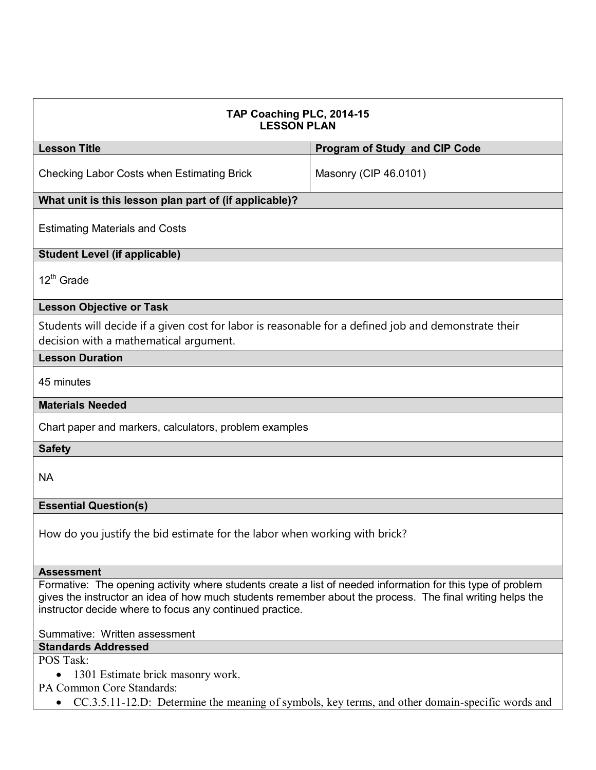**TAP Coaching PLC, 2014-15**
**LESSON PLAN**

| **Lesson Title** | **Program of Study and CIP Code** |
| --- | --- |
| Checking Labor Costs when Estimating Brick | Masonry (CIP 46.0101) |

**What unit is this lesson plan part of (if applicable)?**

Estimating Materials and Costs

**Student Level (if applicable)**

12th Grade

**Lesson Objective or Task**

Students will decide if a given cost for labor is reasonable for a defined job and demonstrate their decision with a mathematical argument.

**Lesson Duration**

45 minutes

**Materials Needed**

Chart paper and markers, calculators, problem examples

**Safety**

NA

**Essential Question(s)**

How do you justify the bid estimate for the labor when working with brick?

**Assessment**

Formative: The opening activity where students create a list of needed information for this type of problem gives the instructor an idea of how much students remember about the process. The final writing helps the instructor decide where to focus any continued practice.

Summative: Written assessment

**Standards Addressed**

POS Task:

- 1301 Estimate brick masonry work.

PA Common Core Standards:

- CC.3.5.11-12.D: Determine the meaning of symbols, key terms, and other domain-specific words and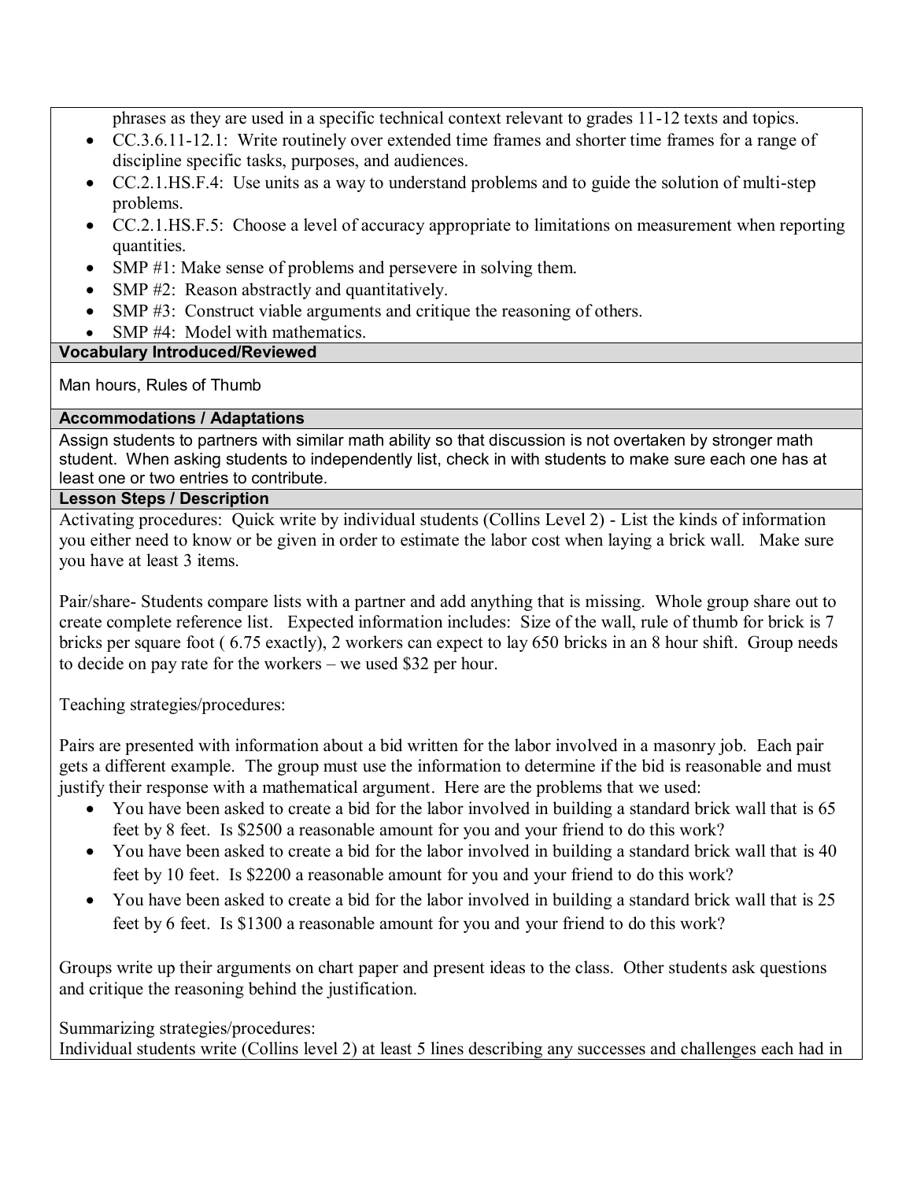phrases as they are used in a specific technical context relevant to grades 11-12 texts and topics.

- CC.3.6.11-12.1: Write routinely over extended time frames and shorter time frames for a range of discipline specific tasks, purposes, and audiences.
- CC.2.1.HS.F.4: Use units as a way to understand problems and to guide the solution of multi-step problems.
- CC.2.1.HS.F.5: Choose a level of accuracy appropriate to limitations on measurement when reporting quantities.
- SMP #1: Make sense of problems and persevere in solving them.
- SMP #2: Reason abstractly and quantitatively.
- SMP #3: Construct viable arguments and critique the reasoning of others.
- SMP #4: Model with mathematics.

**Vocabulary Introduced/Reviewed**

Man hours, Rules of Thumb

**Accommodations / Adaptations**

Assign students to partners with similar math ability so that discussion is not overtaken by stronger math student. When asking students to independently list, check in with students to make sure each one has at least one or two entries to contribute.

**Lesson Steps / Description**

Activating procedures: Quick write by individual students (Collins Level 2) - List the kinds of information you either need to know or be given in order to estimate the labor cost when laying a brick wall. Make sure you have at least 3 items.

Pair/share- Students compare lists with a partner and add anything that is missing. Whole group share out to create complete reference list. Expected information includes: Size of the wall, rule of thumb for brick is 7 bricks per square foot ( 6.75 exactly), 2 workers can expect to lay 650 bricks in an 8 hour shift. Group needs to decide on pay rate for the workers – we used $32 per hour.

Teaching strategies/procedures:

Pairs are presented with information about a bid written for the labor involved in a masonry job. Each pair gets a different example. The group must use the information to determine if the bid is reasonable and must justify their response with a mathematical argument. Here are the problems that we used:

- You have been asked to create a bid for the labor involved in building a standard brick wall that is 65 feet by 8 feet. Is $2500 a reasonable amount for you and your friend to do this work?
- You have been asked to create a bid for the labor involved in building a standard brick wall that is 40 feet by 10 feet. Is $2200 a reasonable amount for you and your friend to do this work?
- You have been asked to create a bid for the labor involved in building a standard brick wall that is 25 feet by 6 feet. Is $1300 a reasonable amount for you and your friend to do this work?

Groups write up their arguments on chart paper and present ideas to the class. Other students ask questions and critique the reasoning behind the justification.

Summarizing strategies/procedures:

Individual students write (Collins level 2) at least 5 lines describing any successes and challenges each had in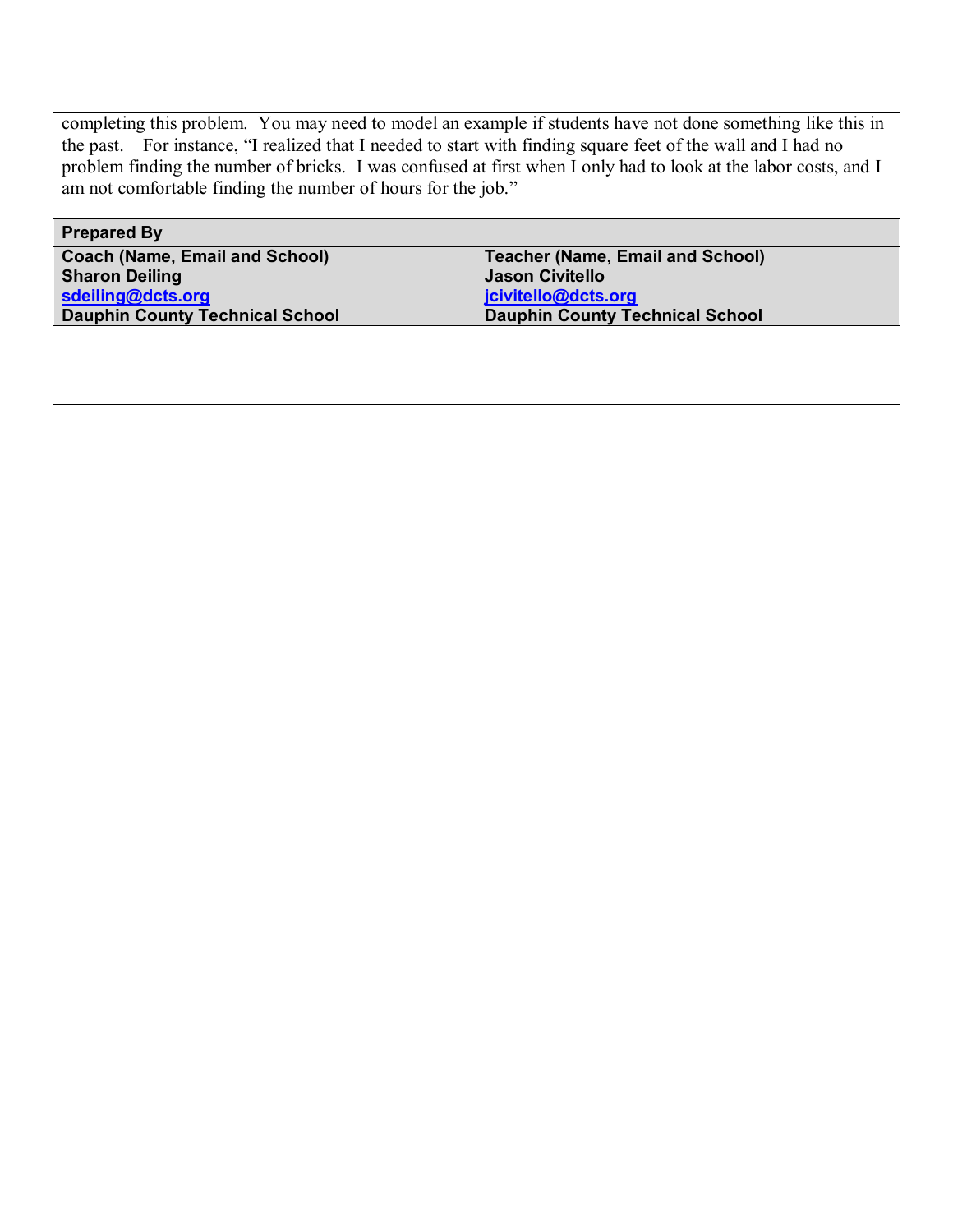completing this problem. You may need to model an example if students have not done something like this in the past. For instance, "I realized that I needed to start with finding square feet of the wall and I had no problem finding the number of bricks. I was confused at first when I only had to look at the labor costs, and I am not comfortable finding the number of hours for the job."

| **Prepared By** | |
|---|---|
| **Coach (Name, Email and School)**<br>**Sharon Deiling**<br>**sdeiling@dcts.org**<br>**Dauphin County Technical School** | **Teacher (Name, Email and School)**<br>**Jason Civitello**<br>**jcivitello@dcts.org**<br>**Dauphin County Technical School** |
| | |